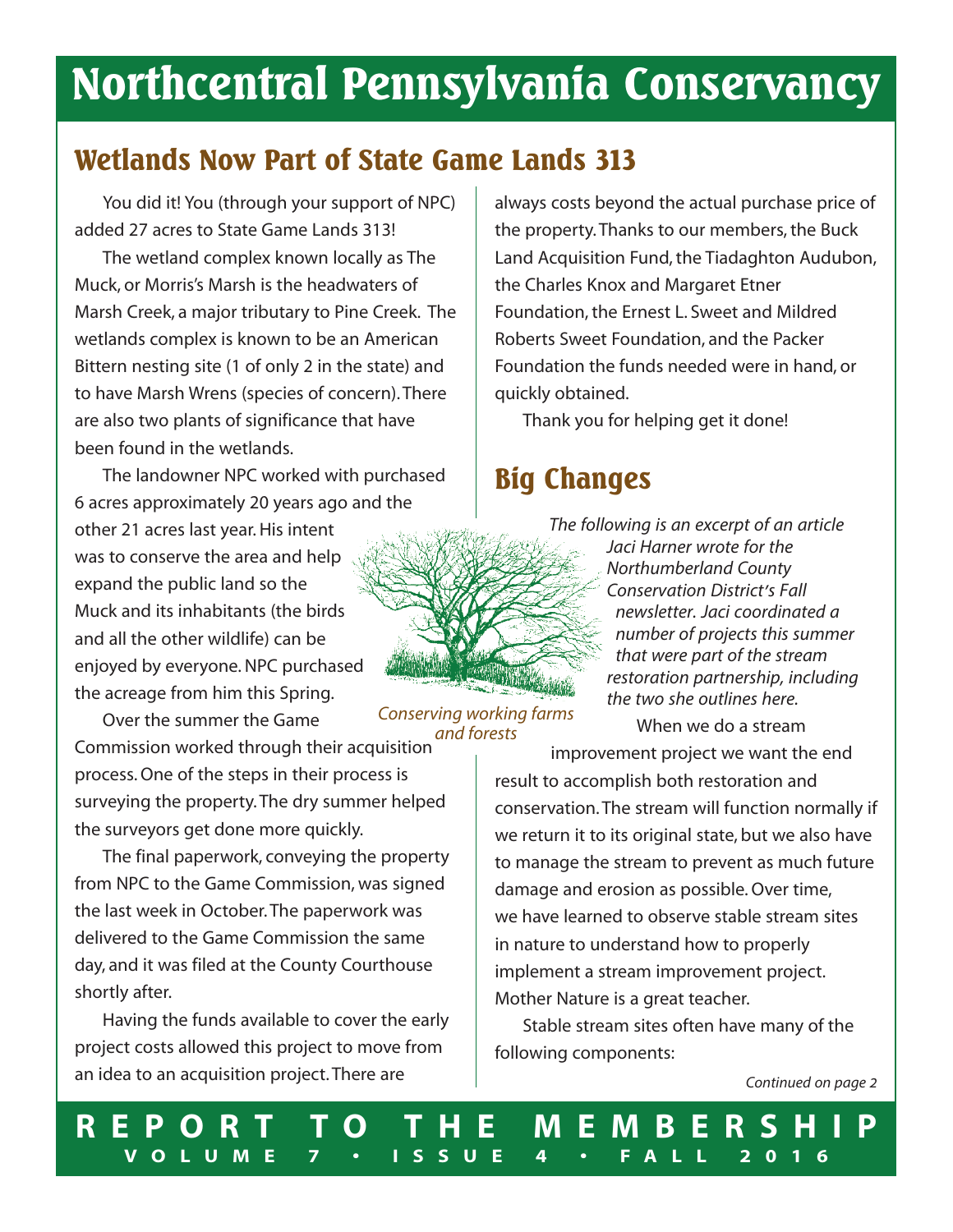# Northcentral Pennsylvania Conservancy

## Wetlands Now Part of State Game Lands 313

You did it! You (through your support of NPC) added 27 acres to State Game Lands 313!

The wetland complex known locally as The Muck, or Morris's Marsh is the headwaters of Marsh Creek, a major tributary to Pine Creek. The wetlands complex is known to be an American Bittern nesting site (1 of only 2 in the state) and to have Marsh Wrens (species of concern). There are also two plants of significance that have been found in the wetlands.

The landowner NPC worked with purchased 6 acres approximately 20 years ago and the other 21 acres last year. His intent was to conserve the area and help expand the public land so the Muck and its inhabitants (the birds and all the other wildlife) can be enjoyed by everyone. NPC purchased the acreage from him this Spring.

Over the summer the Game Commission worked through their acquisition process. One of the steps in their process is surveying the property. The dry summer helped the surveyors get done more quickly.

The final paperwork, conveying the property from NPC to the Game Commission, was signed the last week in October. The paperwork was delivered to the Game Commission the same day, and it was filed at the County Courthouse shortly after.

Having the funds available to cover the early project costs allowed this project to move from an idea to an acquisition project. There are always costs beyond the actual purchase price of the property. Thanks to our members, the Buck Land Acquisition Fund, the Tiadaghton Audubon, the Charles Knox and Margaret Etner Foundation, the Ernest L. Sweet and Mildred Roberts Sweet Foundation, and the Packer Foundation the funds needed were in hand, or quickly obtained.

Thank you for helping get it done!

*Conserving working farms and forests*

## Big Changes

*The following is an excerpt of an article Jaci Harner wrote for the Northumberland County Conservation District's Fall newsletter. Jaci coordinated a number of projects this summer that were part of the stream restoration partnership, including the two she outlines here.*

When we do a stream improvement project we want the end result to accomplish both restoration and conservation. The stream will function normally if we return it to its original state, but we also have to manage the stream to prevent as much future damage and erosion as possible. Over time, we have learned to observe stable stream sites in nature to understand how to properly implement a stream improvement project. Mother Nature is a great teacher.

Stable stream sites often have many of the following components:

*Continued on page 2*

**REPORT TO THE MEMBERSHIP**
**VOLUME 7 • ISSUE 4 • FALL 2016**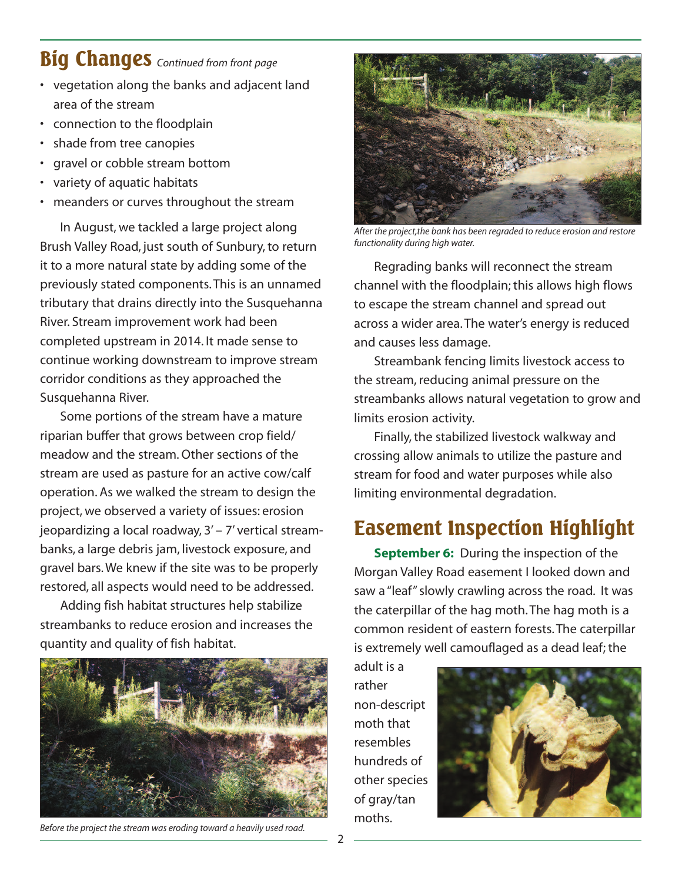## Big Changes *Continued from front page*

- vegetation along the banks and adjacent land area of the stream
- connection to the floodplain
- shade from tree canopies
- gravel or cobble stream bottom
- variety of aquatic habitats
- meanders or curves throughout the stream

In August, we tackled a large project along Brush Valley Road, just south of Sunbury, to return it to a more natural state by adding some of the previously stated components. This is an unnamed tributary that drains directly into the Susquehanna River. Stream improvement work had been completed upstream in 2014. It made sense to continue working downstream to improve stream corridor conditions as they approached the Susquehanna River.

Some portions of the stream have a mature riparian buffer that grows between crop field/meadow and the stream. Other sections of the stream are used as pasture for an active cow/calf operation. As we walked the stream to design the project, we observed a variety of issues: erosion jeopardizing a local roadway, 3' – 7' vertical streambanks, a large debris jam, livestock exposure, and gravel bars. We knew if the site was to be properly restored, all aspects would need to be addressed.

Adding fish habitat structures help stabilize streambanks to reduce erosion and increases the quantity and quality of fish habitat.

*Before the project the stream was eroding toward a heavily used road.*

*After the project,the bank has been regraded to reduce erosion and restore functionality during high water.*

Regrading banks will reconnect the stream channel with the floodplain; this allows high flows to escape the stream channel and spread out across a wider area. The water's energy is reduced and causes less damage.

Streambank fencing limits livestock access to the stream, reducing animal pressure on the streambanks allows natural vegetation to grow and limits erosion activity.

Finally, the stabilized livestock walkway and crossing allow animals to utilize the pasture and stream for food and water purposes while also limiting environmental degradation.

## Easement Inspection Highlight

**September 6:** During the inspection of the Morgan Valley Road easement I looked down and saw a "leaf" slowly crawling across the road. It was the caterpillar of the hag moth. The hag moth is a common resident of eastern forests. The caterpillar is extremely well camouflaged as a dead leaf; the adult is a rather non-descript moth that resembles hundreds of other species of gray/tan moths.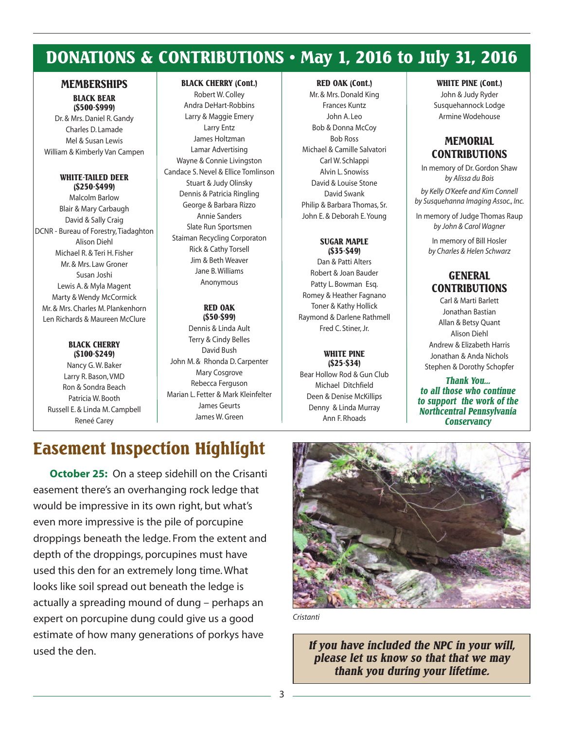# DONATIONS & CONTRIBUTIONS • May 1, 2016 to July 31, 2016

## MEMBERSHIPS

### BLACK BEAR (\$500-\$999)

Dr. & Mrs. Daniel R. Gandy
Charles D. Lamade
Mel & Susan Lewis
William & Kimberly Van Campen

### WHITE-TAILED DEER (\$250-\$499)

Malcolm Barlow
Blair & Mary Carbaugh
David & Sally Craig
DCNR - Bureau of Forestry, Tiadaghton
Alison Diehl
Michael R. & Teri H. Fisher
Mr. & Mrs. Law Groner
Susan Joshi
Lewis A. & Myla Magent
Marty & Wendy McCormick
Mr. & Mrs. Charles M. Plankenhorn
Len Richards & Maureen McClure

### BLACK CHERRY (\$100-\$249)

Nancy G. W. Baker
Larry R. Bason, VMD
Ron & Sondra Beach
Patricia W. Booth
Russell E. & Linda M. Campbell
Reneé Carey

### BLACK CHERRY (Cont.)

Robert W. Colley
Andra DeHart-Robbins
Larry & Maggie Emery
Larry Entz
James Holtzman
Lamar Advertising
Wayne & Connie Livingston
Candace S. Nevel & Ellice Tomlinson
Stuart & Judy Olinsky
Dennis & Patricia Ringling
George & Barbara Rizzo
Annie Sanders
Slate Run Sportsmen
Staiman Recycling Corporaton
Rick & Cathy Torsell
Jim & Beth Weaver
Jane B. Williams
Anonymous

### RED OAK (\$50-\$99)

Dennis & Linda Ault
Terry & Cindy Belles
David Bush
John M. & Rhonda D. Carpenter
Mary Cosgrove
Rebecca Ferguson
Marian L. Fetter & Mark Kleinfelter
James Geurts
James W. Green

### RED OAK (Cont.)

Mr. & Mrs. Donald King
Frances Kuntz
John A. Leo
Bob & Donna McCoy
Bob Ross
Michael & Camille Salvatori
Carl W. Schlappi
Alvin L. Snowiss
David & Louise Stone
David Swank
Philip & Barbara Thomas, Sr.
John E. & Deborah E. Young

### SUGAR MAPLE (\$35-\$49)

Dan & Patti Alters
Robert & Joan Bauder
Patty L. Bowman Esq.
Romey & Heather Fagnano
Toner & Kathy Hollick
Raymond & Darlene Rathmell
Fred C. Stiner, Jr.

### WHITE PINE (\$25-\$34)

Bear Hollow Rod & Gun Club
Michael Ditchfield
Deen & Denise McKillips
Denny & Linda Murray
Ann F. Rhoads

### WHITE PINE (Cont.)

John & Judy Ryder
Susquehannock Lodge
Armine Wodehouse

## MEMORIAL CONTRIBUTIONS

In memory of Dr. Gordon Shaw
*by Alissa du Bois*
*by Kelly O'Keefe and Kim Connell*
*by Susquehanna Imaging Assoc., Inc.*

In memory of Judge Thomas Raup
*by John & Carol Wagner*

In memory of Bill Hosler
*by Charles & Helen Schwarz*

## GENERAL CONTRIBUTIONS

Carl & Marti Barlett
Jonathan Bastian
Allan & Betsy Quant
Alison Diehl
Andrew & Elizabeth Harris
Jonathan & Anda Nichols
Stephen & Dorothy Schopfer

***Thank You... to all those who continue to support the work of the Northcentral Pennsylvania Conservancy***

# Easement Inspection Highlight

**October 25:** On a steep sidehill on the Crisanti easement there's an overhanging rock ledge that would be impressive in its own right, but what's even more impressive is the pile of porcupine droppings beneath the ledge. From the extent and depth of the droppings, porcupines must have used this den for an extremely long time. What looks like soil spread out beneath the ledge is actually a spreading mound of dung – perhaps an expert on porcupine dung could give us a good estimate of how many generations of porkys have used the den.

*Cristanti*

***If you have included the NPC in your will, please let us know so that that we may thank you during your lifetime.***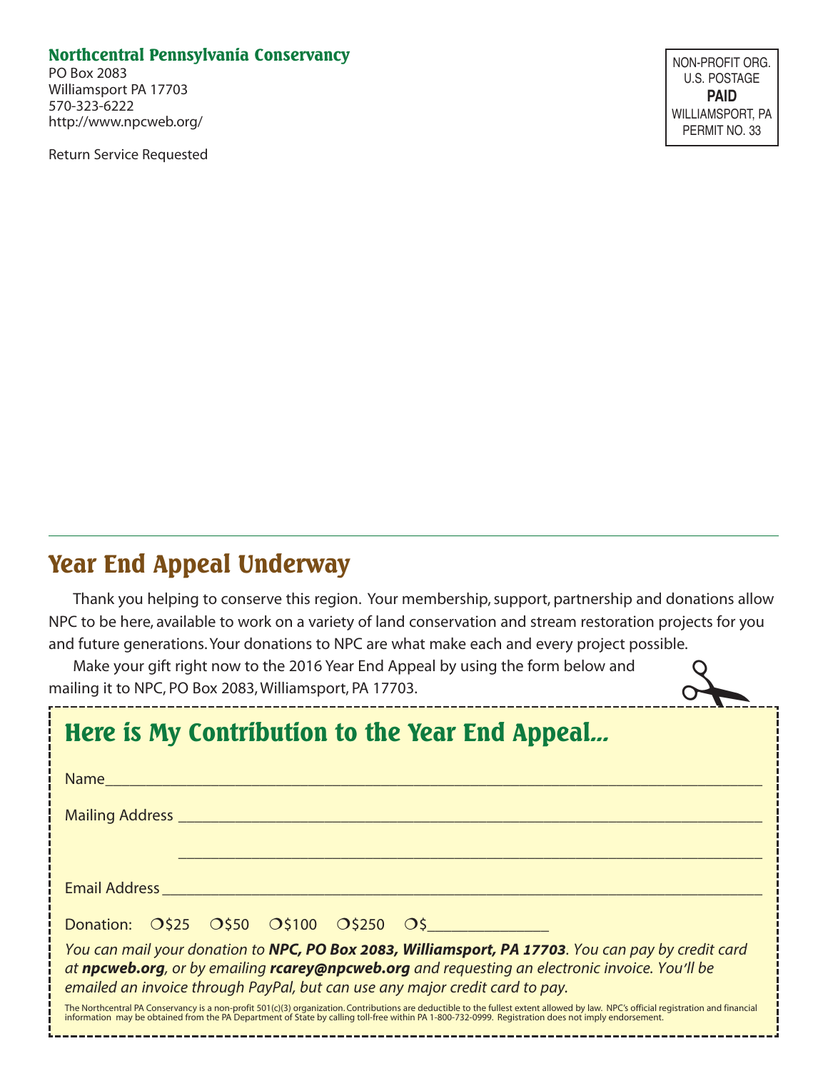**Northcentral Pennsylvania Conservancy**
PO Box 2083
Williamsport PA 17703
570-323-6222
http://www.npcweb.org/

Return Service Requested

NON-PROFIT ORG.
U.S. POSTAGE
**PAID**
WILLIAMSPORT, PA
PERMIT NO. 33

## Year End Appeal Underway

Thank you helping to conserve this region. Your membership, support, partnership and donations allow NPC to be here, available to work on a variety of land conservation and stream restoration projects for you and future generations. Your donations to NPC are what make each and every project possible.

Make your gift right now to the 2016 Year End Appeal by using the form below and mailing it to NPC, PO Box 2083, Williamsport, PA 17703.

## Here is My Contribution to the Year End Appeal...

Name_______________________________________________

Mailing Address _______________________________________

_______________________________________________

Email Address ________________________________________

Donation: ❍$25 ❍$50 ❍$100 ❍$250 ❍$_______________

*You can mail your donation to **NPC, PO Box 2083, Williamsport, PA 17703**. You can pay by credit card at **npcweb.org**, or by emailing **rcarey@npcweb.org** and requesting an electronic invoice. You'll be emailed an invoice through PayPal, but can use any major credit card to pay.*

The Northcentral PA Conservancy is a non-profit 501(c)(3) organization. Contributions are deductible to the fullest extent allowed by law. NPC's official registration and financial information may be obtained from the PA Department of State by calling toll-free within PA 1-800-732-0999. Registration does not imply endorsement.